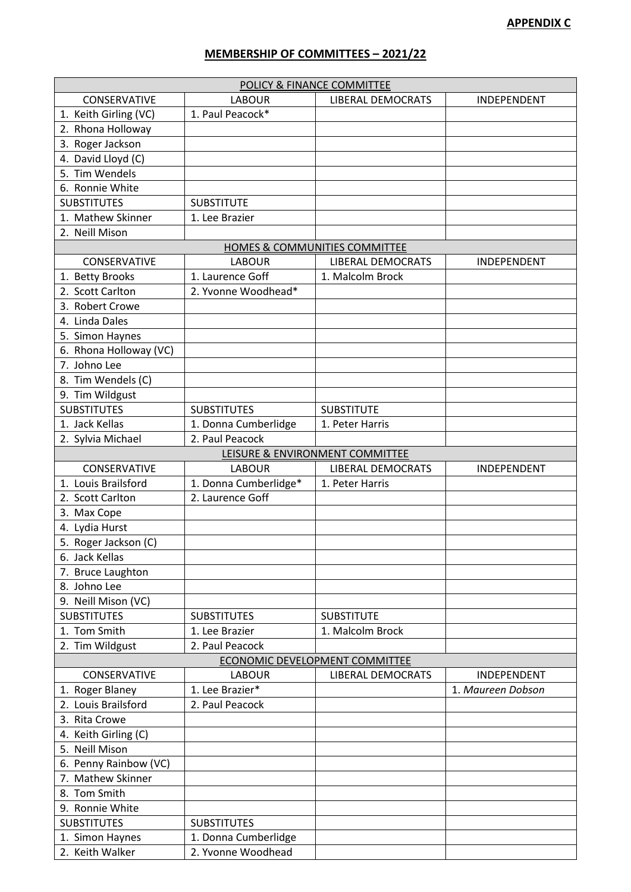**APPENDIX C**

**MEMBERSHIP OF COMMITTEES – 2021/22**

| POLICY & FINANCE COMMITTEE | | | |
|---|---|---|---|
| CONSERVATIVE | LABOUR | LIBERAL DEMOCRATS | INDEPENDENT |
| 1. Keith Girling (VC) | 1. Paul Peacock* | | |
| 2. Rhona Holloway | | | |
| 3. Roger Jackson | | | |
| 4. David Lloyd (C) | | | |
| 5. Tim Wendels | | | |
| 6. Ronnie White | | | |
| SUBSTITUTES | SUBSTITUTE | | |
| 1. Mathew Skinner | 1. Lee Brazier | | |
| 2. Neill Mison | | | |
| HOMES & COMMUNITIES COMMITTEE | | | |
| CONSERVATIVE | LABOUR | LIBERAL DEMOCRATS | INDEPENDENT |
| 1. Betty Brooks | 1. Laurence Goff | 1. Malcolm Brock | |
| 2. Scott Carlton | 2. Yvonne Woodhead* | | |
| 3. Robert Crowe | | | |
| 4. Linda Dales | | | |
| 5. Simon Haynes | | | |
| 6. Rhona Holloway (VC) | | | |
| 7. Johno Lee | | | |
| 8. Tim Wendels (C) | | | |
| 9. Tim Wildgust | | | |
| SUBSTITUTES | SUBSTITUTES | SUBSTITUTE | |
| 1. Jack Kellas | 1. Donna Cumberlidge | 1. Peter Harris | |
| 2. Sylvia Michael | 2. Paul Peacock | | |
| LEISURE & ENVIRONMENT COMMITTEE | | | |
| CONSERVATIVE | LABOUR | LIBERAL DEMOCRATS | INDEPENDENT |
| 1. Louis Brailsford | 1. Donna Cumberlidge* | 1. Peter Harris | |
| 2. Scott Carlton | 2. Laurence Goff | | |
| 3. Max Cope | | | |
| 4. Lydia Hurst | | | |
| 5. Roger Jackson (C) | | | |
| 6. Jack Kellas | | | |
| 7. Bruce Laughton | | | |
| 8. Johno Lee | | | |
| 9. Neill Mison (VC) | | | |
| SUBSTITUTES | SUBSTITUTES | SUBSTITUTE | |
| 1. Tom Smith | 1. Lee Brazier | 1. Malcolm Brock | |
| 2. Tim Wildgust | 2. Paul Peacock | | |
| ECONOMIC DEVELOPMENT COMMITTEE | | | |
| CONSERVATIVE | LABOUR | LIBERAL DEMOCRATS | INDEPENDENT |
| 1. Roger Blaney | 1. Lee Brazier* | | 1. *Maureen Dobson* |
| 2. Louis Brailsford | 2. Paul Peacock | | |
| 3. Rita Crowe | | | |
| 4. Keith Girling (C) | | | |
| 5. Neill Mison | | | |
| 6. Penny Rainbow (VC) | | | |
| 7. Mathew Skinner | | | |
| 8. Tom Smith | | | |
| 9. Ronnie White | | | |
| SUBSTITUTES | SUBSTITUTES | | |
| 1. Simon Haynes | 1. Donna Cumberlidge | | |
| 2. Keith Walker | 2. Yvonne Woodhead | | |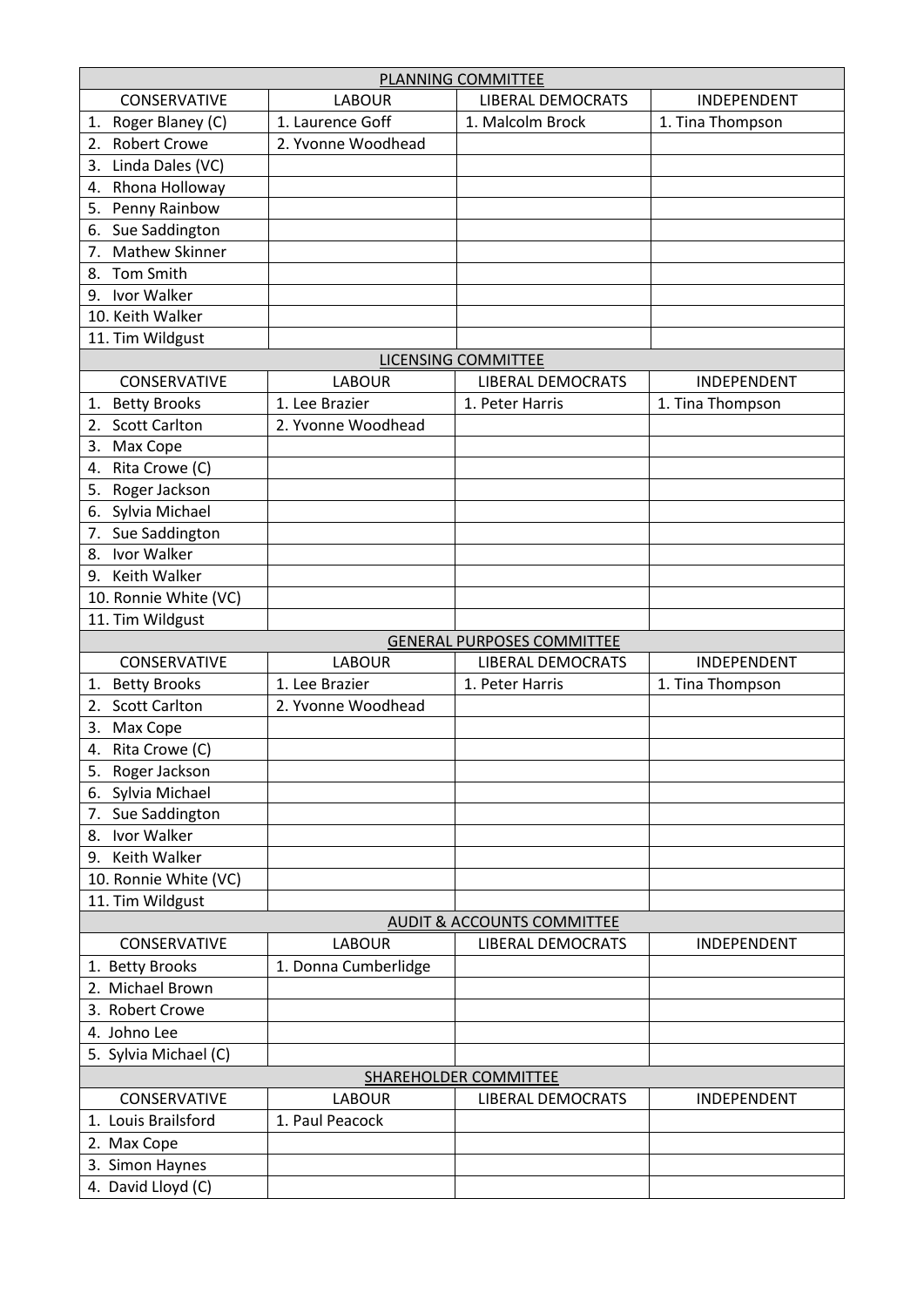## PLANNING COMMITTEE

| CONSERVATIVE | LABOUR | LIBERAL DEMOCRATS | INDEPENDENT |
|---|---|---|---|
| 1. Roger Blaney (C) | 1. Laurence Goff | 1. Malcolm Brock | 1. Tina Thompson |
| 2. Robert Crowe | 2. Yvonne Woodhead | | |
| 3. Linda Dales (VC) | | | |
| 4. Rhona Holloway | | | |
| 5. Penny Rainbow | | | |
| 6. Sue Saddington | | | |
| 7. Mathew Skinner | | | |
| 8. Tom Smith | | | |
| 9. Ivor Walker | | | |
| 10. Keith Walker | | | |
| 11. Tim Wildgust | | | |

## LICENSING COMMITTEE

| CONSERVATIVE | LABOUR | LIBERAL DEMOCRATS | INDEPENDENT |
|---|---|---|---|
| 1. Betty Brooks | 1. Lee Brazier | 1. Peter Harris | 1. Tina Thompson |
| 2. Scott Carlton | 2. Yvonne Woodhead | | |
| 3. Max Cope | | | |
| 4. Rita Crowe (C) | | | |
| 5. Roger Jackson | | | |
| 6. Sylvia Michael | | | |
| 7. Sue Saddington | | | |
| 8. Ivor Walker | | | |
| 9. Keith Walker | | | |
| 10. Ronnie White (VC) | | | |
| 11. Tim Wildgust | | | |

## GENERAL PURPOSES COMMITTEE

| CONSERVATIVE | LABOUR | LIBERAL DEMOCRATS | INDEPENDENT |
|---|---|---|---|
| 1. Betty Brooks | 1. Lee Brazier | 1. Peter Harris | 1. Tina Thompson |
| 2. Scott Carlton | 2. Yvonne Woodhead | | |
| 3. Max Cope | | | |
| 4. Rita Crowe (C) | | | |
| 5. Roger Jackson | | | |
| 6. Sylvia Michael | | | |
| 7. Sue Saddington | | | |
| 8. Ivor Walker | | | |
| 9. Keith Walker | | | |
| 10. Ronnie White (VC) | | | |
| 11. Tim Wildgust | | | |

## AUDIT & ACCOUNTS COMMITTEE

| CONSERVATIVE | LABOUR | LIBERAL DEMOCRATS | INDEPENDENT |
|---|---|---|---|
| 1. Betty Brooks | 1. Donna Cumberlidge | | |
| 2. Michael Brown | | | |
| 3. Robert Crowe | | | |
| 4. Johno Lee | | | |
| 5. Sylvia Michael (C) | | | |

## SHAREHOLDER COMMITTEE

| CONSERVATIVE | LABOUR | LIBERAL DEMOCRATS | INDEPENDENT |
|---|---|---|---|
| 1. Louis Brailsford | 1. Paul Peacock | | |
| 2. Max Cope | | | |
| 3. Simon Haynes | | | |
| 4. David Lloyd (C) | | | |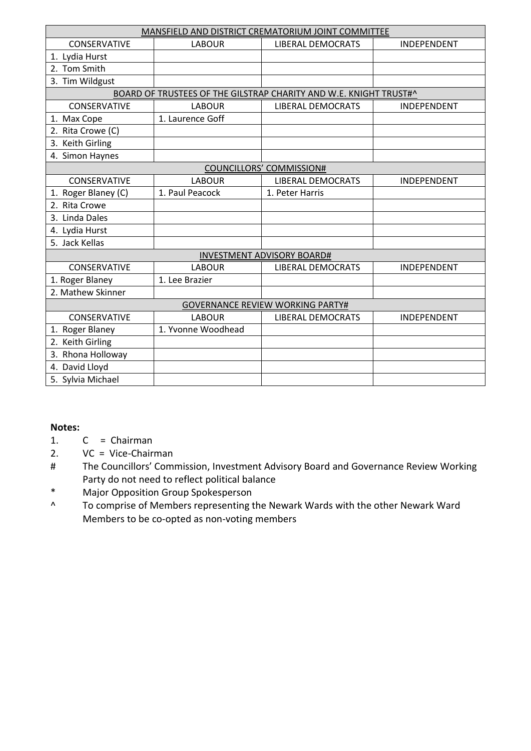| MANSFIELD AND DISTRICT CREMATORIUM JOINT COMMITTEE | | | |
|---|---|---|---|
| CONSERVATIVE | LABOUR | LIBERAL DEMOCRATS | INDEPENDENT |
| 1. Lydia Hurst | | | |
| 2. Tom Smith | | | |
| 3. Tim Wildgust | | | |
| **BOARD OF TRUSTEES OF THE GILSTRAP CHARITY AND W.E. KNIGHT TRUST#^** | | | |
| CONSERVATIVE | LABOUR | LIBERAL DEMOCRATS | INDEPENDENT |
| 1. Max Cope | 1. Laurence Goff | | |
| 2. Rita Crowe (C) | | | |
| 3. Keith Girling | | | |
| 4. Simon Haynes | | | |
| **COUNCILLORS' COMMISSION#** | | | |
| CONSERVATIVE | LABOUR | LIBERAL DEMOCRATS | INDEPENDENT |
| 1. Roger Blaney (C) | 1. Paul Peacock | 1. Peter Harris | |
| 2. Rita Crowe | | | |
| 3. Linda Dales | | | |
| 4. Lydia Hurst | | | |
| 5. Jack Kellas | | | |
| **INVESTMENT ADVISORY BOARD#** | | | |
| CONSERVATIVE | LABOUR | LIBERAL DEMOCRATS | INDEPENDENT |
| 1. Roger Blaney | 1. Lee Brazier | | |
| 2. Mathew Skinner | | | |
| **GOVERNANCE REVIEW WORKING PARTY#** | | | |
| CONSERVATIVE | LABOUR | LIBERAL DEMOCRATS | INDEPENDENT |
| 1. Roger Blaney | 1. Yvonne Woodhead | | |
| 2. Keith Girling | | | |
| 3. Rhona Holloway | | | |
| 4. David Lloyd | | | |
| 5. Sylvia Michael | | | |

**Notes:**

1. C = Chairman
2. VC = Vice-Chairman

\# The Councillors' Commission, Investment Advisory Board and Governance Review Working Party do not need to reflect political balance

\* Major Opposition Group Spokesperson

^ To comprise of Members representing the Newark Wards with the other Newark Ward Members to be co-opted as non-voting members